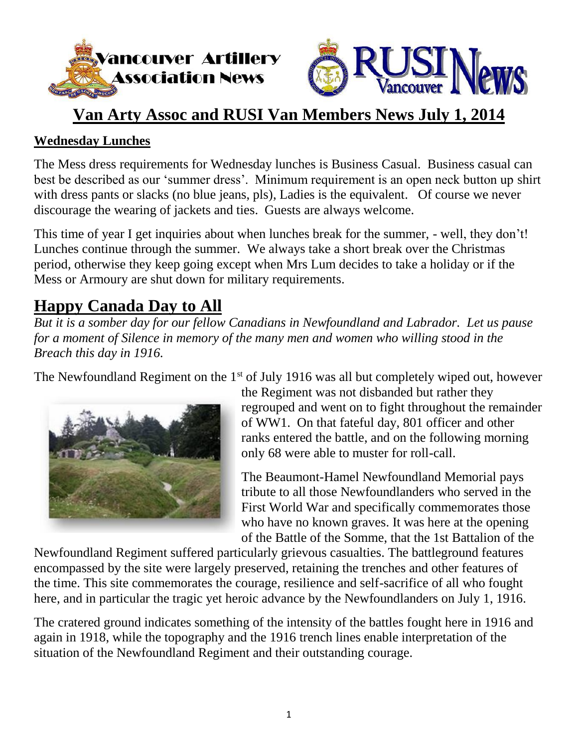# Van Arty Assoc and RUSI Van Members News July 1, 2014

**Wednesday Lunches**

The Mess dress requirements for Wednesday lunches is Business Casual. Business casual can best be described as our 'summer dress'. Minimum requirement is an open neck button up shirt with dress pants or slacks (no blue jeans, pls), Ladies is the equivalent. Of course we never discourage the wearing of jackets and ties. Guests are always welcome.

This time of year I get inquiries about when lunches break for the summer, - well, they don't! Lunches continue through the summer. We always take a short break over the Christmas period, otherwise they keep going except when Mrs Lum decides to take a holiday or if the Mess or Armoury are shut down for military requirements.

## Happy Canada Day to All

*But it is a somber day for our fellow Canadians in Newfoundland and Labrador. Let us pause for a moment of Silence in memory of the many men and women who willing stood in the Breach this day in 1916.*

The Newfoundland Regiment on the 1st of July 1916 was all but completely wiped out, however the Regiment was not disbanded but rather they regrouped and went on to fight throughout the remainder of WW1. On that fateful day, 801 officer and other ranks entered the battle, and on the following morning only 68 were able to muster for roll-call.

The Beaumont-Hamel Newfoundland Memorial pays tribute to all those Newfoundlanders who served in the First World War and specifically commemorates those who have no known graves. It was here at the opening of the Battle of the Somme, that the 1st Battalion of the Newfoundland Regiment suffered particularly grievous casualties. The battleground features encompassed by the site were largely preserved, retaining the trenches and other features of the time. This site commemorates the courage, resilience and self-sacrifice of all who fought here, and in particular the tragic yet heroic advance by the Newfoundlanders on July 1, 1916.

The cratered ground indicates something of the intensity of the battles fought here in 1916 and again in 1918, while the topography and the 1916 trench lines enable interpretation of the situation of the Newfoundland Regiment and their outstanding courage.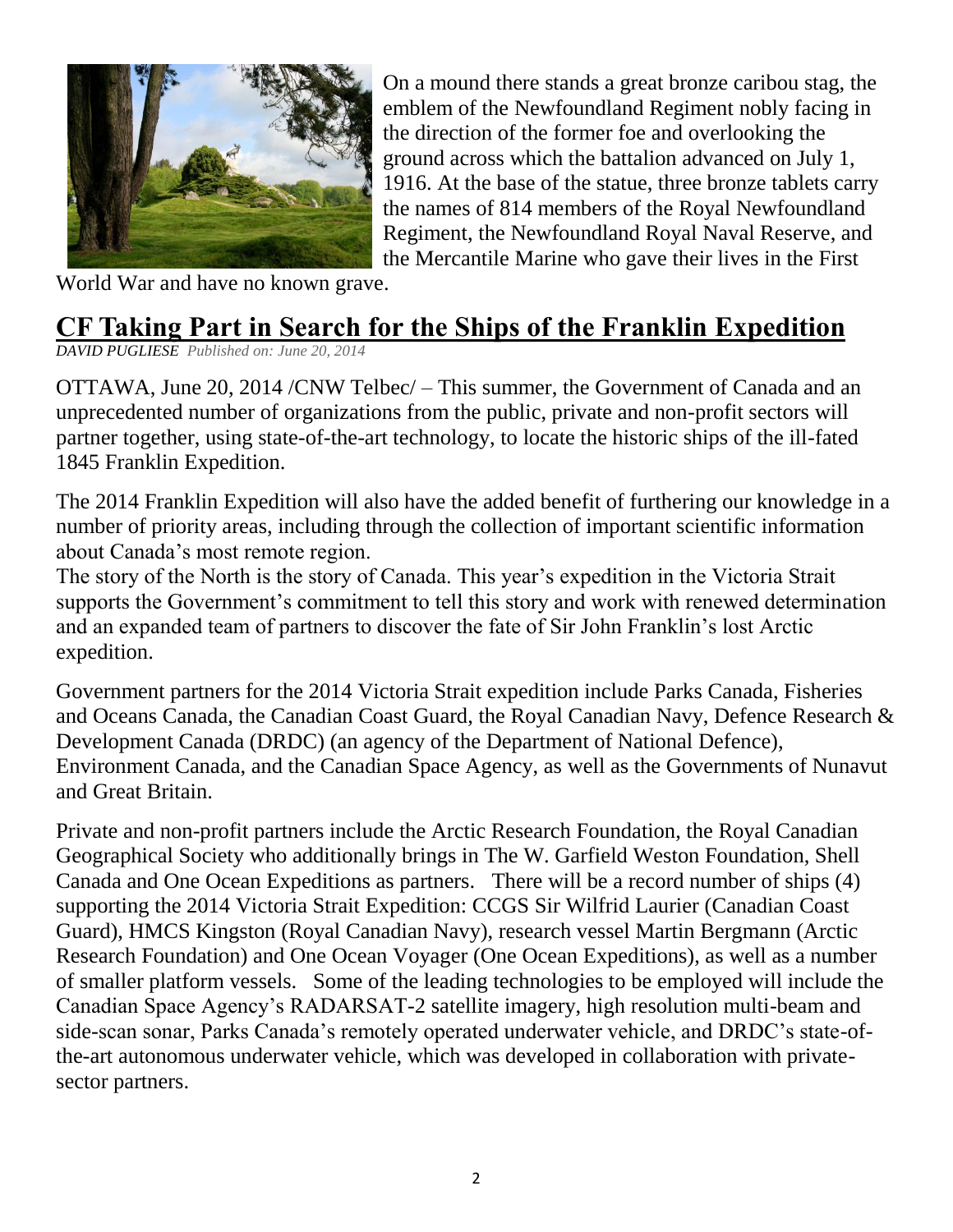On a mound there stands a great bronze caribou stag, the emblem of the Newfoundland Regiment nobly facing in the direction of the former foe and overlooking the ground across which the battalion advanced on July 1, 1916. At the base of the statue, three bronze tablets carry the names of 814 members of the Royal Newfoundland Regiment, the Newfoundland Royal Naval Reserve, and the Mercantile Marine who gave their lives in the First World War and have no known grave.

## CF Taking Part in Search for the Ships of the Franklin Expedition

***DAVID PUGLIESE** Published on: June 20, 2014*

OTTAWA, June 20, 2014 /CNW Telbec/ – This summer, the Government of Canada and an unprecedented number of organizations from the public, private and non-profit sectors will partner together, using state-of-the-art technology, to locate the historic ships of the ill-fated 1845 Franklin Expedition.

The 2014 Franklin Expedition will also have the added benefit of furthering our knowledge in a number of priority areas, including through the collection of important scientific information about Canada's most remote region.

The story of the North is the story of Canada. This year's expedition in the Victoria Strait supports the Government's commitment to tell this story and work with renewed determination and an expanded team of partners to discover the fate of Sir John Franklin's lost Arctic expedition.

Government partners for the 2014 Victoria Strait expedition include Parks Canada, Fisheries and Oceans Canada, the Canadian Coast Guard, the Royal Canadian Navy, Defence Research & Development Canada (DRDC) (an agency of the Department of National Defence), Environment Canada, and the Canadian Space Agency, as well as the Governments of Nunavut and Great Britain.

Private and non-profit partners include the Arctic Research Foundation, the Royal Canadian Geographical Society who additionally brings in The W. Garfield Weston Foundation, Shell Canada and One Ocean Expeditions as partners. There will be a record number of ships (4) supporting the 2014 Victoria Strait Expedition: CCGS Sir Wilfrid Laurier (Canadian Coast Guard), HMCS Kingston (Royal Canadian Navy), research vessel Martin Bergmann (Arctic Research Foundation) and One Ocean Voyager (One Ocean Expeditions), as well as a number of smaller platform vessels. Some of the leading technologies to be employed will include the Canadian Space Agency's RADARSAT-2 satellite imagery, high resolution multi-beam and side-scan sonar, Parks Canada's remotely operated underwater vehicle, and DRDC's state-of-the-art autonomous underwater vehicle, which was developed in collaboration with private-sector partners.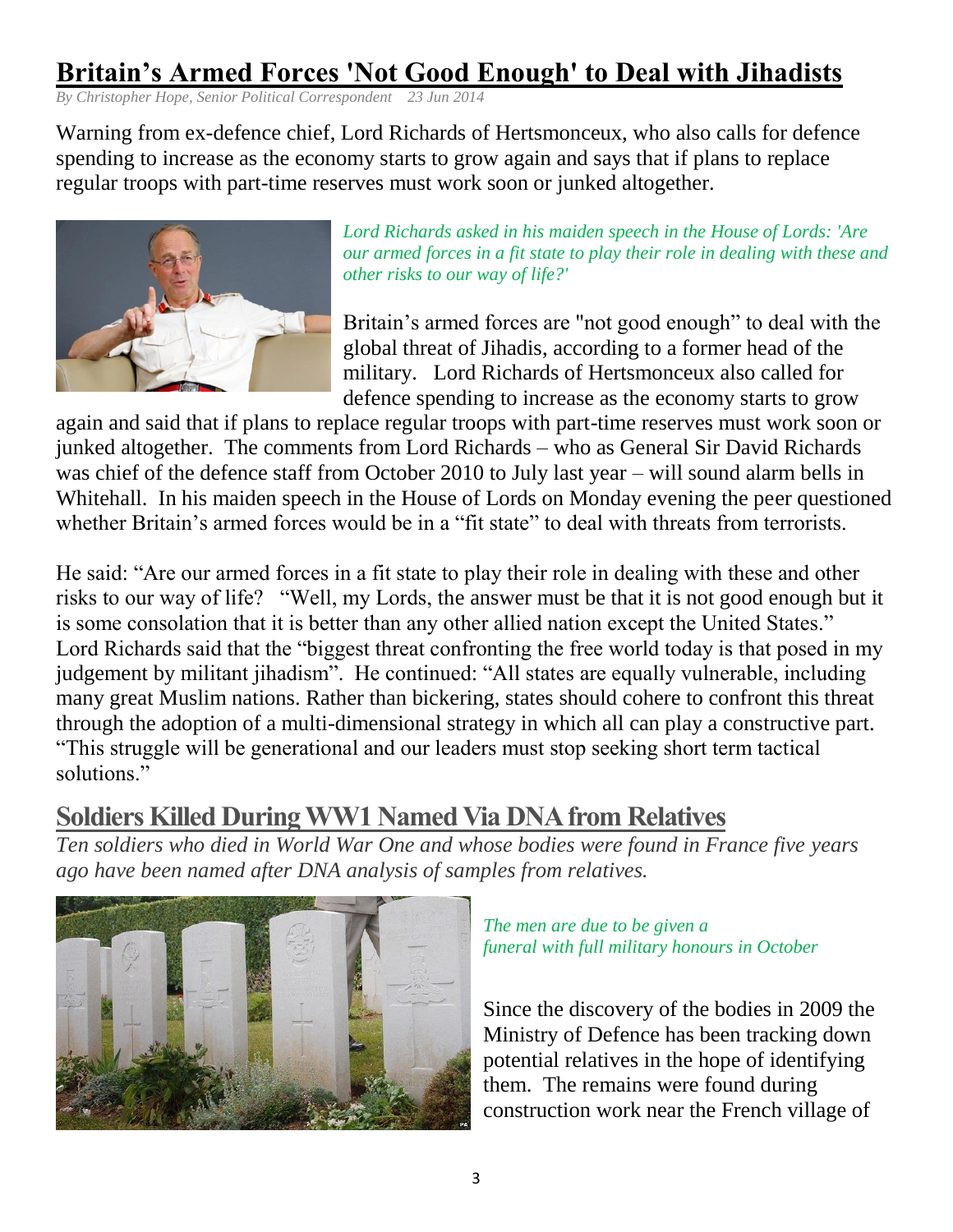# Britain's Armed Forces 'Not Good Enough' to Deal with Jihadists

*By Christopher Hope, Senior Political Correspondent 23 Jun 2014*

Warning from ex-defence chief, Lord Richards of Hertsmonceux, who also calls for defence spending to increase as the economy starts to grow again and says that if plans to replace regular troops with part-time reserves must work soon or junked altogether.

*Lord Richards asked in his maiden speech in the House of Lords: 'Are our armed forces in a fit state to play their role in dealing with these and other risks to our way of life?'*

Britain's armed forces are "not good enough" to deal with the global threat of Jihadis, according to a former head of the military. Lord Richards of Hertsmonceux also called for defence spending to increase as the economy starts to grow again and said that if plans to replace regular troops with part-time reserves must work soon or junked altogether. The comments from Lord Richards – who as General Sir David Richards was chief of the defence staff from October 2010 to July last year – will sound alarm bells in Whitehall. In his maiden speech in the House of Lords on Monday evening the peer questioned whether Britain's armed forces would be in a "fit state" to deal with threats from terrorists.

He said: "Are our armed forces in a fit state to play their role in dealing with these and other risks to our way of life? "Well, my Lords, the answer must be that it is not good enough but it is some consolation that it is better than any other allied nation except the United States." Lord Richards said that the "biggest threat confronting the free world today is that posed in my judgement by militant jihadism". He continued: "All states are equally vulnerable, including many great Muslim nations. Rather than bickering, states should cohere to confront this threat through the adoption of a multi-dimensional strategy in which all can play a constructive part. "This struggle will be generational and our leaders must stop seeking short term tactical solutions."

## Soldiers Killed During WW1 Named Via DNA from Relatives

*Ten soldiers who died in World War One and whose bodies were found in France five years ago have been named after DNA analysis of samples from relatives.*

*The men are due to be given a funeral with full military honours in October*

Since the discovery of the bodies in 2009 the Ministry of Defence has been tracking down potential relatives in the hope of identifying them. The remains were found during construction work near the French village of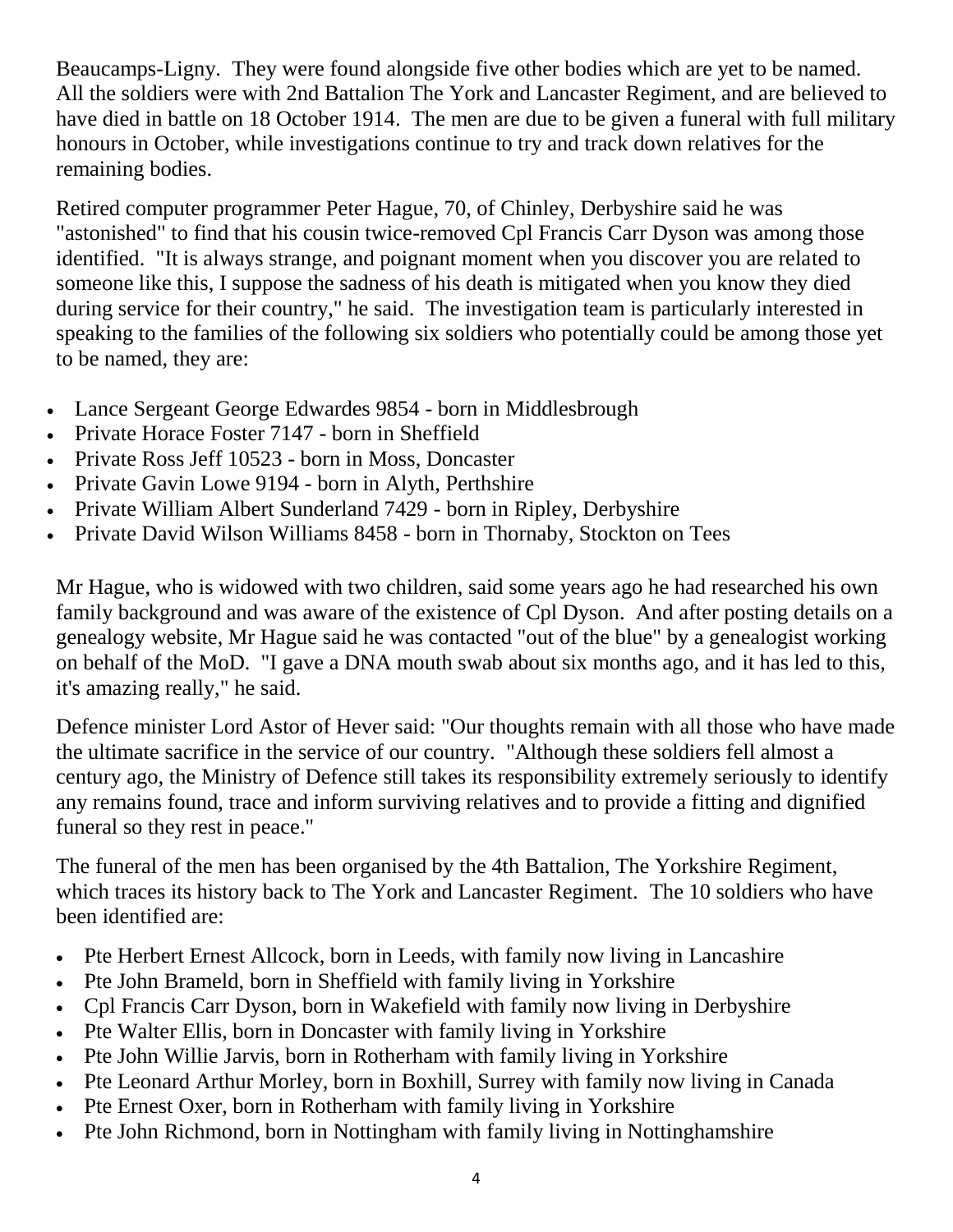Beaucamps-Ligny. They were found alongside five other bodies which are yet to be named. All the soldiers were with 2nd Battalion The York and Lancaster Regiment, and are believed to have died in battle on 18 October 1914. The men are due to be given a funeral with full military honours in October, while investigations continue to try and track down relatives for the remaining bodies.

Retired computer programmer Peter Hague, 70, of Chinley, Derbyshire said he was "astonished" to find that his cousin twice-removed Cpl Francis Carr Dyson was among those identified. "It is always strange, and poignant moment when you discover you are related to someone like this, I suppose the sadness of his death is mitigated when you know they died during service for their country," he said. The investigation team is particularly interested in speaking to the families of the following six soldiers who potentially could be among those yet to be named, they are:

- Lance Sergeant George Edwardes 9854 - born in Middlesbrough
- Private Horace Foster 7147 - born in Sheffield
- Private Ross Jeff 10523 - born in Moss, Doncaster
- Private Gavin Lowe 9194 - born in Alyth, Perthshire
- Private William Albert Sunderland 7429 - born in Ripley, Derbyshire
- Private David Wilson Williams 8458 - born in Thornaby, Stockton on Tees

Mr Hague, who is widowed with two children, said some years ago he had researched his own family background and was aware of the existence of Cpl Dyson. And after posting details on a genealogy website, Mr Hague said he was contacted "out of the blue" by a genealogist working on behalf of the MoD. "I gave a DNA mouth swab about six months ago, and it has led to this, it's amazing really," he said.

Defence minister Lord Astor of Hever said: "Our thoughts remain with all those who have made the ultimate sacrifice in the service of our country. "Although these soldiers fell almost a century ago, the Ministry of Defence still takes its responsibility extremely seriously to identify any remains found, trace and inform surviving relatives and to provide a fitting and dignified funeral so they rest in peace."

The funeral of the men has been organised by the 4th Battalion, The Yorkshire Regiment, which traces its history back to The York and Lancaster Regiment. The 10 soldiers who have been identified are:

- Pte Herbert Ernest Allcock, born in Leeds, with family now living in Lancashire
- Pte John Brameld, born in Sheffield with family living in Yorkshire
- Cpl Francis Carr Dyson, born in Wakefield with family now living in Derbyshire
- Pte Walter Ellis, born in Doncaster with family living in Yorkshire
- Pte John Willie Jarvis, born in Rotherham with family living in Yorkshire
- Pte Leonard Arthur Morley, born in Boxhill, Surrey with family now living in Canada
- Pte Ernest Oxer, born in Rotherham with family living in Yorkshire
- Pte John Richmond, born in Nottingham with family living in Nottinghamshire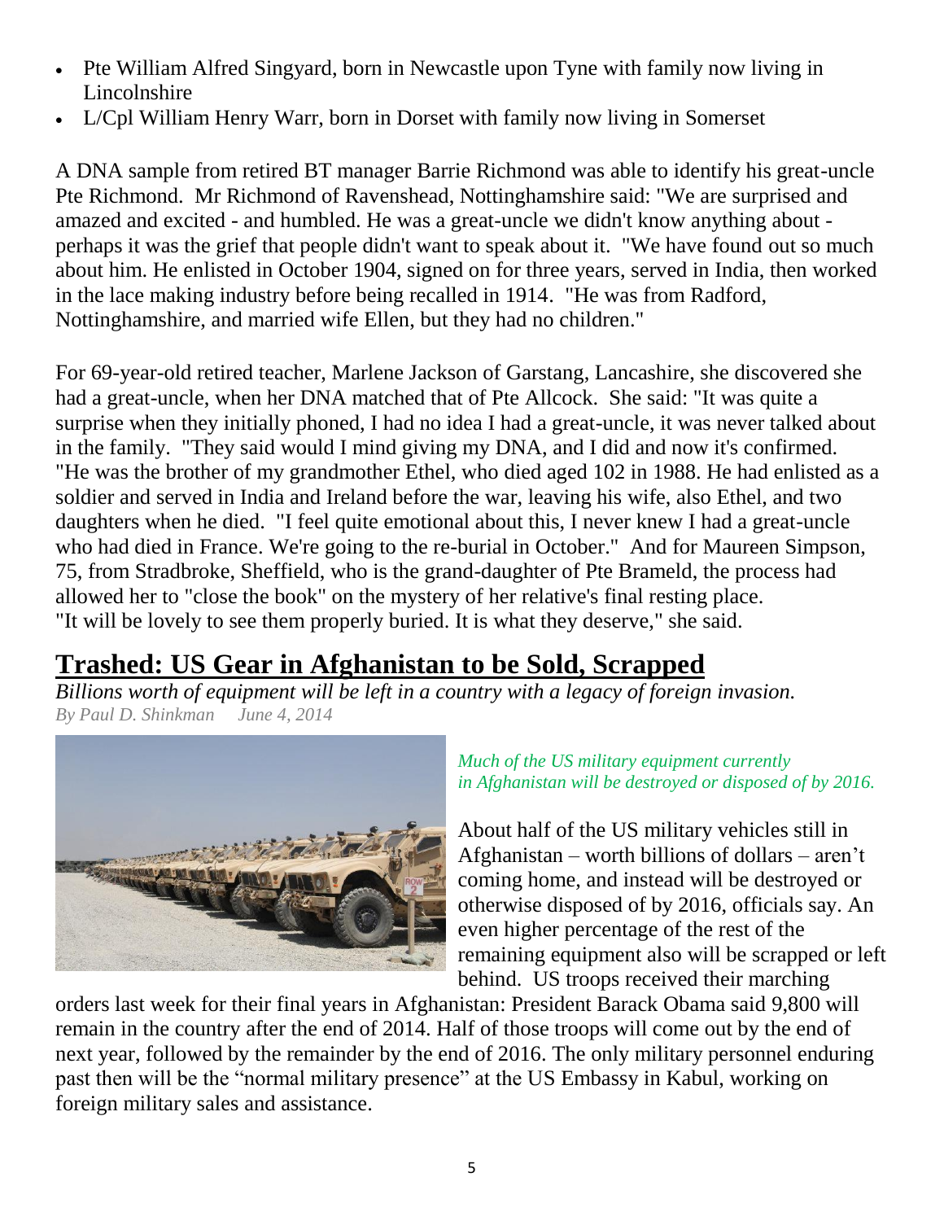- Pte William Alfred Singyard, born in Newcastle upon Tyne with family now living in Lincolnshire
- L/Cpl William Henry Warr, born in Dorset with family now living in Somerset

A DNA sample from retired BT manager Barrie Richmond was able to identify his great-uncle Pte Richmond. Mr Richmond of Ravenshead, Nottinghamshire said: "We are surprised and amazed and excited - and humbled. He was a great-uncle we didn't know anything about - perhaps it was the grief that people didn't want to speak about it. "We have found out so much about him. He enlisted in October 1904, signed on for three years, served in India, then worked in the lace making industry before being recalled in 1914. "He was from Radford, Nottinghamshire, and married wife Ellen, but they had no children."

For 69-year-old retired teacher, Marlene Jackson of Garstang, Lancashire, she discovered she had a great-uncle, when her DNA matched that of Pte Allcock. She said: "It was quite a surprise when they initially phoned, I had no idea I had a great-uncle, it was never talked about in the family. "They said would I mind giving my DNA, and I did and now it's confirmed. "He was the brother of my grandmother Ethel, who died aged 102 in 1988. He had enlisted as a soldier and served in India and Ireland before the war, leaving his wife, also Ethel, and two daughters when he died. "I feel quite emotional about this, I never knew I had a great-uncle who had died in France. We're going to the re-burial in October." And for Maureen Simpson, 75, from Stradbroke, Sheffield, who is the grand-daughter of Pte Brameld, the process had allowed her to "close the book" on the mystery of her relative's final resting place. "It will be lovely to see them properly buried. It is what they deserve," she said.

## Trashed: US Gear in Afghanistan to be Sold, Scrapped

*Billions worth of equipment will be left in a country with a legacy of foreign invasion.*
*By Paul D. Shinkman June 4, 2014*

*Much of the US military equipment currently in Afghanistan will be destroyed or disposed of by 2016.*

About half of the US military vehicles still in Afghanistan – worth billions of dollars – aren't coming home, and instead will be destroyed or otherwise disposed of by 2016, officials say. An even higher percentage of the rest of the remaining equipment also will be scrapped or left behind. US troops received their marching orders last week for their final years in Afghanistan: President Barack Obama said 9,800 will remain in the country after the end of 2014. Half of those troops will come out by the end of next year, followed by the remainder by the end of 2016. The only military personnel enduring past then will be the "normal military presence" at the US Embassy in Kabul, working on foreign military sales and assistance.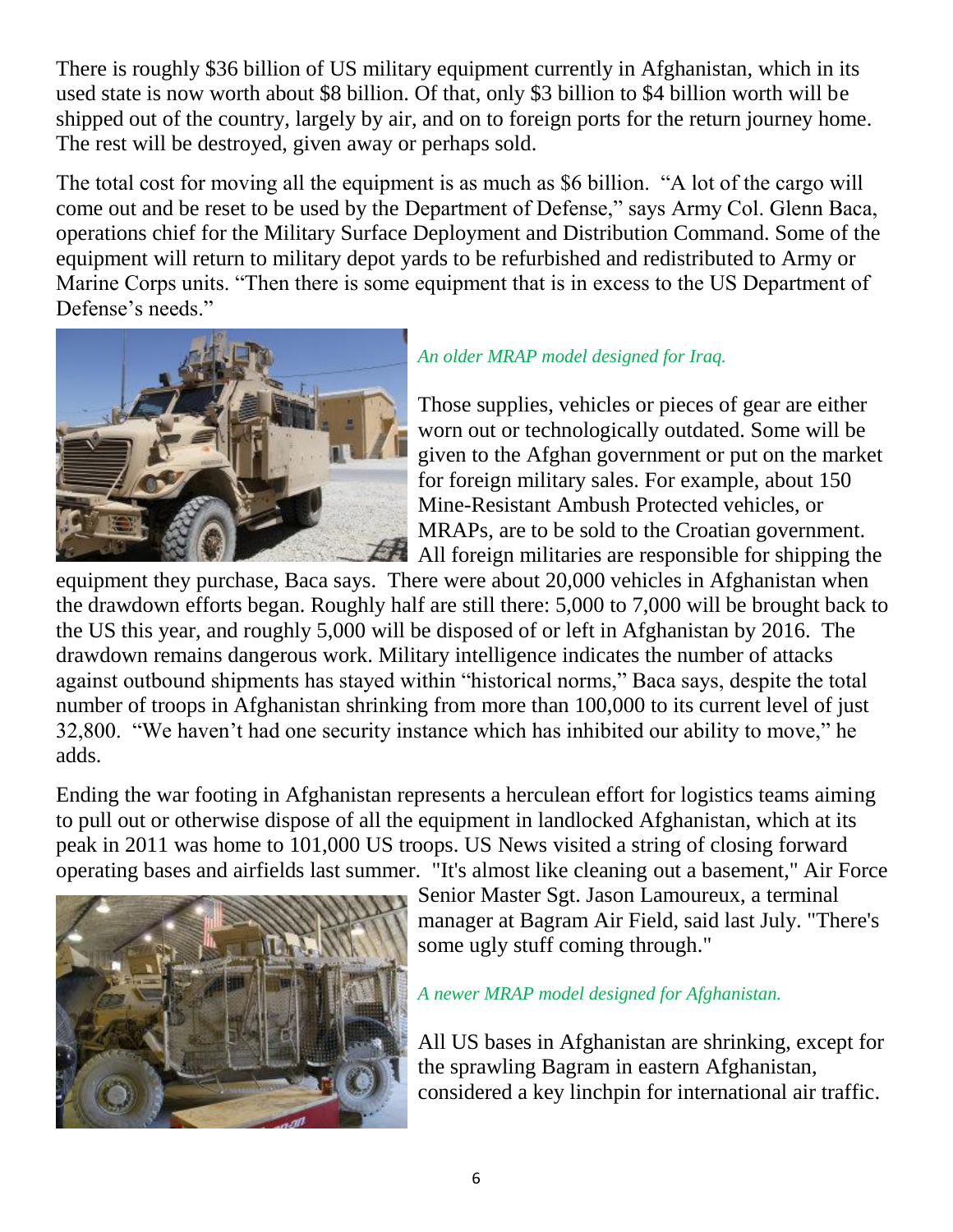There is roughly $36 billion of US military equipment currently in Afghanistan, which in its used state is now worth about $8 billion. Of that, only $3 billion to $4 billion worth will be shipped out of the country, largely by air, and on to foreign ports for the return journey home. The rest will be destroyed, given away or perhaps sold.

The total cost for moving all the equipment is as much as $6 billion. "A lot of the cargo will come out and be reset to be used by the Department of Defense," says Army Col. Glenn Baca, operations chief for the Military Surface Deployment and Distribution Command. Some of the equipment will return to military depot yards to be refurbished and redistributed to Army or Marine Corps units. "Then there is some equipment that is in excess to the US Department of Defense's needs."

*An older MRAP model designed for Iraq.*

Those supplies, vehicles or pieces of gear are either worn out or technologically outdated. Some will be given to the Afghan government or put on the market for foreign military sales. For example, about 150 Mine-Resistant Ambush Protected vehicles, or MRAPs, are to be sold to the Croatian government. All foreign militaries are responsible for shipping the equipment they purchase, Baca says. There were about 20,000 vehicles in Afghanistan when the drawdown efforts began. Roughly half are still there: 5,000 to 7,000 will be brought back to the US this year, and roughly 5,000 will be disposed of or left in Afghanistan by 2016. The drawdown remains dangerous work. Military intelligence indicates the number of attacks against outbound shipments has stayed within "historical norms," Baca says, despite the total number of troops in Afghanistan shrinking from more than 100,000 to its current level of just 32,800. "We haven't had one security instance which has inhibited our ability to move," he adds.

Ending the war footing in Afghanistan represents a herculean effort for logistics teams aiming to pull out or otherwise dispose of all the equipment in landlocked Afghanistan, which at its peak in 2011 was home to 101,000 US troops. US News visited a string of closing forward operating bases and airfields last summer. "It's almost like cleaning out a basement," Air Force Senior Master Sgt. Jason Lamoureux, a terminal manager at Bagram Air Field, said last July. "There's some ugly stuff coming through."

*A newer MRAP model designed for Afghanistan.*

All US bases in Afghanistan are shrinking, except for the sprawling Bagram in eastern Afghanistan, considered a key linchpin for international air traffic.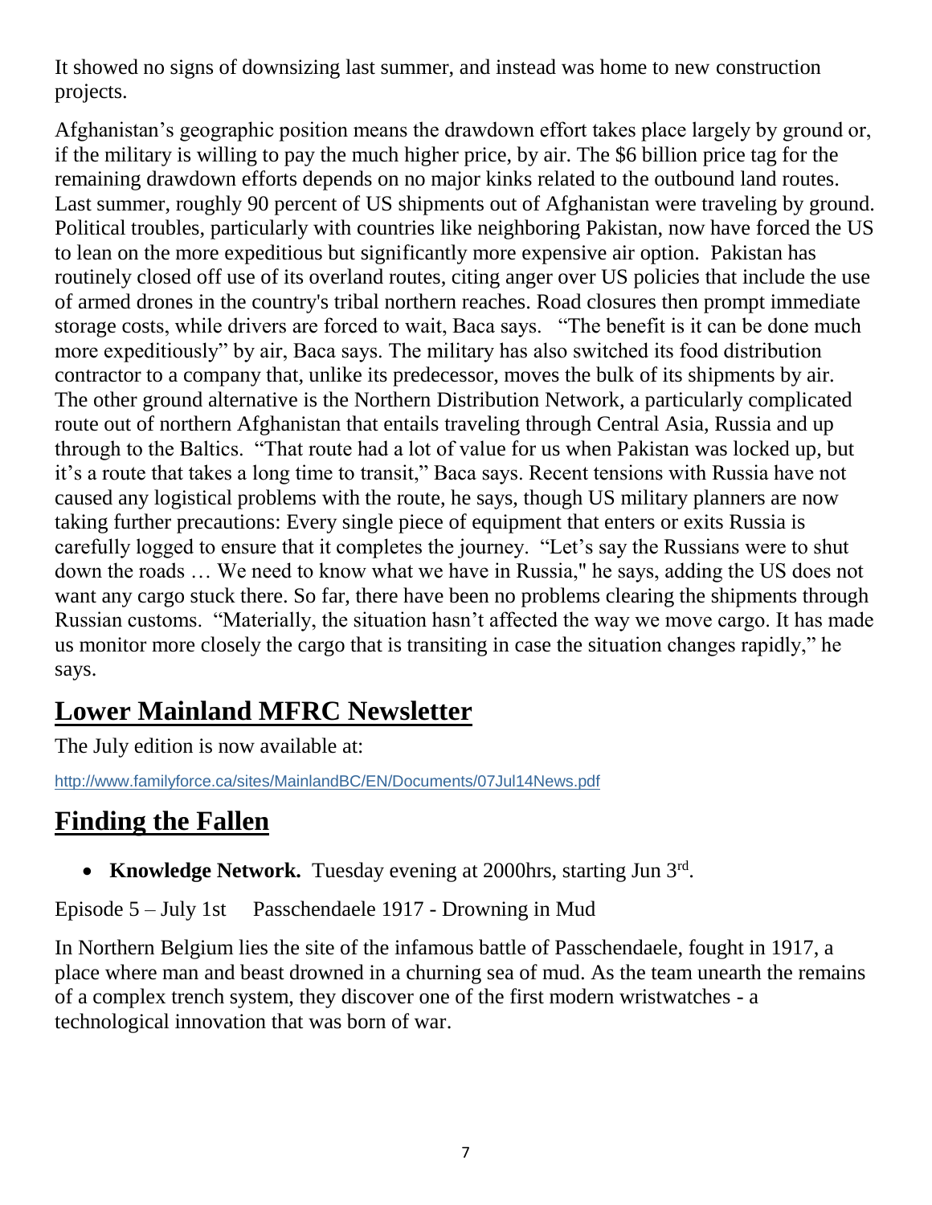It showed no signs of downsizing last summer, and instead was home to new construction projects.

Afghanistan's geographic position means the drawdown effort takes place largely by ground or, if the military is willing to pay the much higher price, by air. The $6 billion price tag for the remaining drawdown efforts depends on no major kinks related to the outbound land routes. Last summer, roughly 90 percent of US shipments out of Afghanistan were traveling by ground. Political troubles, particularly with countries like neighboring Pakistan, now have forced the US to lean on the more expeditious but significantly more expensive air option. Pakistan has routinely closed off use of its overland routes, citing anger over US policies that include the use of armed drones in the country's tribal northern reaches. Road closures then prompt immediate storage costs, while drivers are forced to wait, Baca says. "The benefit is it can be done much more expeditiously" by air, Baca says. The military has also switched its food distribution contractor to a company that, unlike its predecessor, moves the bulk of its shipments by air. The other ground alternative is the Northern Distribution Network, a particularly complicated route out of northern Afghanistan that entails traveling through Central Asia, Russia and up through to the Baltics. "That route had a lot of value for us when Pakistan was locked up, but it's a route that takes a long time to transit," Baca says. Recent tensions with Russia have not caused any logistical problems with the route, he says, though US military planners are now taking further precautions: Every single piece of equipment that enters or exits Russia is carefully logged to ensure that it completes the journey. "Let's say the Russians were to shut down the roads … We need to know what we have in Russia," he says, adding the US does not want any cargo stuck there. So far, there have been no problems clearing the shipments through Russian customs. "Materially, the situation hasn't affected the way we move cargo. It has made us monitor more closely the cargo that is transiting in case the situation changes rapidly," he says.

## Lower Mainland MFRC Newsletter

The July edition is now available at:

http://www.familyforce.ca/sites/MainlandBC/EN/Documents/07Jul14News.pdf

## Finding the Fallen

- **Knowledge Network.** Tuesday evening at 2000hrs, starting Jun 3rd.

Episode 5 – July 1st     Passchendaele 1917 - Drowning in Mud

In Northern Belgium lies the site of the infamous battle of Passchendaele, fought in 1917, a place where man and beast drowned in a churning sea of mud. As the team unearth the remains of a complex trench system, they discover one of the first modern wristwatches - a technological innovation that was born of war.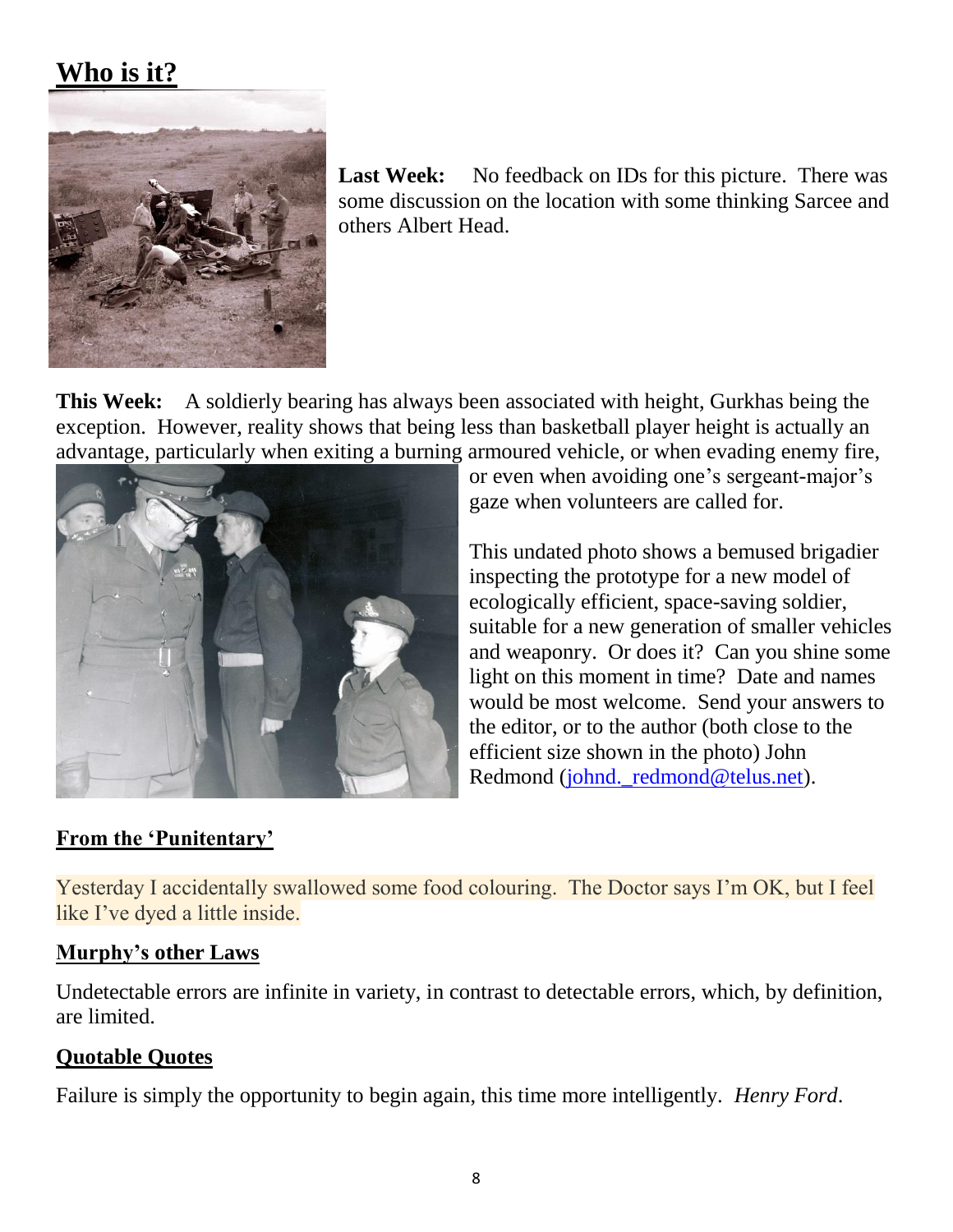## Who is it?

**Last Week:** No feedback on IDs for this picture. There was some discussion on the location with some thinking Sarcee and others Albert Head.

**This Week:** A soldierly bearing has always been associated with height, Gurkhas being the exception. However, reality shows that being less than basketball player height is actually an advantage, particularly when exiting a burning armoured vehicle, or when evading enemy fire, or even when avoiding one's sergeant-major's gaze when volunteers are called for.

This undated photo shows a bemused brigadier inspecting the prototype for a new model of ecologically efficient, space-saving soldier, suitable for a new generation of smaller vehicles and weaponry. Or does it? Can you shine some light on this moment in time? Date and names would be most welcome. Send your answers to the editor, or to the author (both close to the efficient size shown in the photo) John Redmond (johnd._redmond@telus.net).

### From the 'Punitentary'

Yesterday I accidentally swallowed some food colouring. The Doctor says I'm OK, but I feel like I've dyed a little inside.

### Murphy's other Laws

Undetectable errors are infinite in variety, in contrast to detectable errors, which, by definition, are limited.

### Quotable Quotes

Failure is simply the opportunity to begin again, this time more intelligently. *Henry Ford*.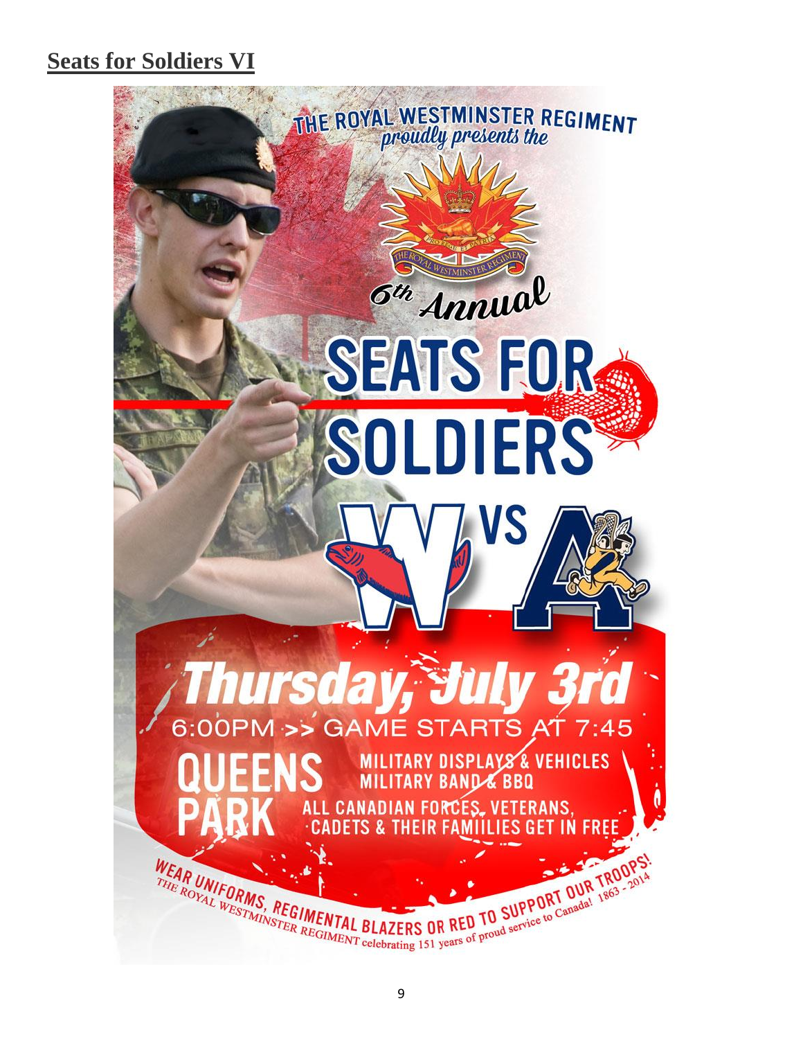## Seats for Soldiers VI

THE ROYAL WESTMINSTER REGIMENT
*proudly presents the*

6th Annual

# SEATS FOR SOLDIERS

VS

## Thursday, July 3rd

6:00PM >> GAME STARTS AT 7:45

QUEENS PARK

MILITARY DISPLAYS & VEHICLES
MILITARY BAND & BBQ

ALL CANADIAN FORCES, VETERANS, CADETS & THEIR FAMIILIES GET IN FREE

WEAR UNIFORMS, REGIMENTAL BLAZERS OR RED TO SUPPORT OUR TROOPS!

THE ROYAL WESTMINSTER REGIMENT celebrating 151 years of proud service to Canada! 1863 - 2014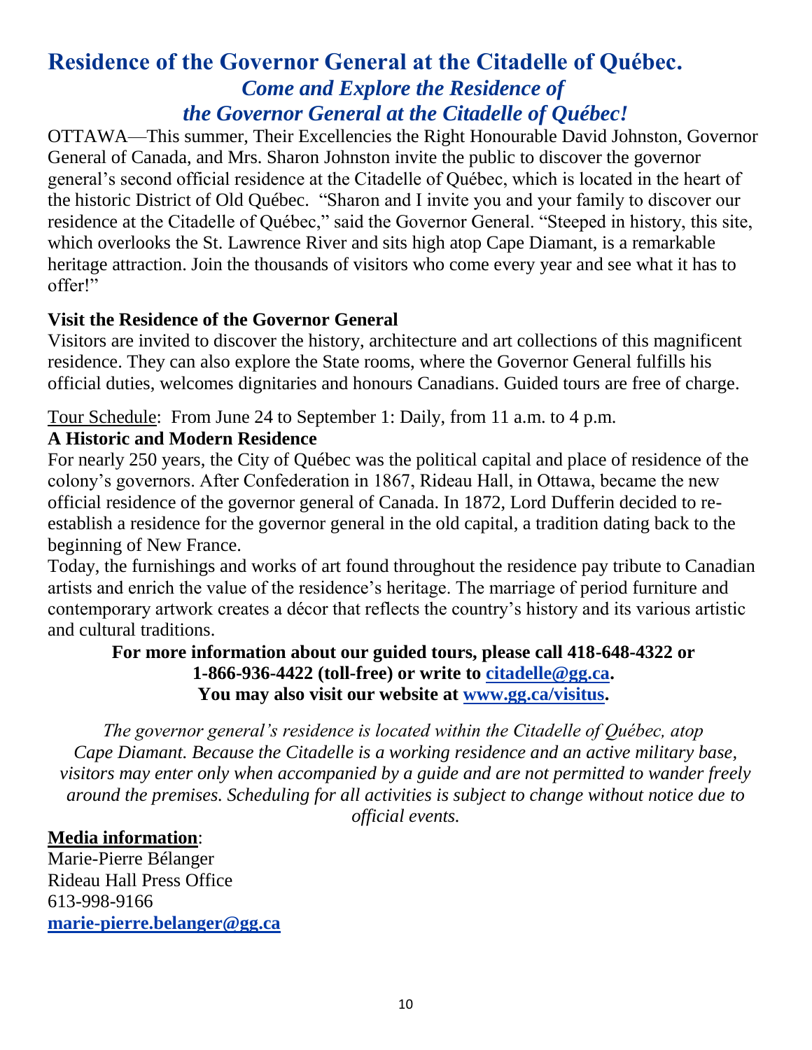# Residence of the Governor General at the Citadelle of Québec.

## *Come and Explore the Residence of the Governor General at the Citadelle of Québec!*

OTTAWA—This summer, Their Excellencies the Right Honourable David Johnston, Governor General of Canada, and Mrs. Sharon Johnston invite the public to discover the governor general's second official residence at the Citadelle of Québec, which is located in the heart of the historic District of Old Québec. "Sharon and I invite you and your family to discover our residence at the Citadelle of Québec," said the Governor General. "Steeped in history, this site, which overlooks the St. Lawrence River and sits high atop Cape Diamant, is a remarkable heritage attraction. Join the thousands of visitors who come every year and see what it has to offer!"

**Visit the Residence of the Governor General**

Visitors are invited to discover the history, architecture and art collections of this magnificent residence. They can also explore the State rooms, where the Governor General fulfills his official duties, welcomes dignitaries and honours Canadians. Guided tours are free of charge.

Tour Schedule: From June 24 to September 1: Daily, from 11 a.m. to 4 p.m.

**A Historic and Modern Residence**

For nearly 250 years, the City of Québec was the political capital and place of residence of the colony's governors. After Confederation in 1867, Rideau Hall, in Ottawa, became the new official residence of the governor general of Canada. In 1872, Lord Dufferin decided to re-establish a residence for the governor general in the old capital, a tradition dating back to the beginning of New France.

Today, the furnishings and works of art found throughout the residence pay tribute to Canadian artists and enrich the value of the residence's heritage. The marriage of period furniture and contemporary artwork creates a décor that reflects the country's history and its various artistic and cultural traditions.

**For more information about our guided tours, please call 418-648-4322 or 1-866-936-4422 (toll-free) or write to citadelle@gg.ca.**
**You may also visit our website at www.gg.ca/visitus.**

*The governor general's residence is located within the Citadelle of Québec, atop Cape Diamant. Because the Citadelle is a working residence and an active military base, visitors may enter only when accompanied by a guide and are not permitted to wander freely around the premises. Scheduling for all activities is subject to change without notice due to official events.*

**Media information**:
Marie-Pierre Bélanger
Rideau Hall Press Office
613-998-9166
**marie-pierre.belanger@gg.ca**